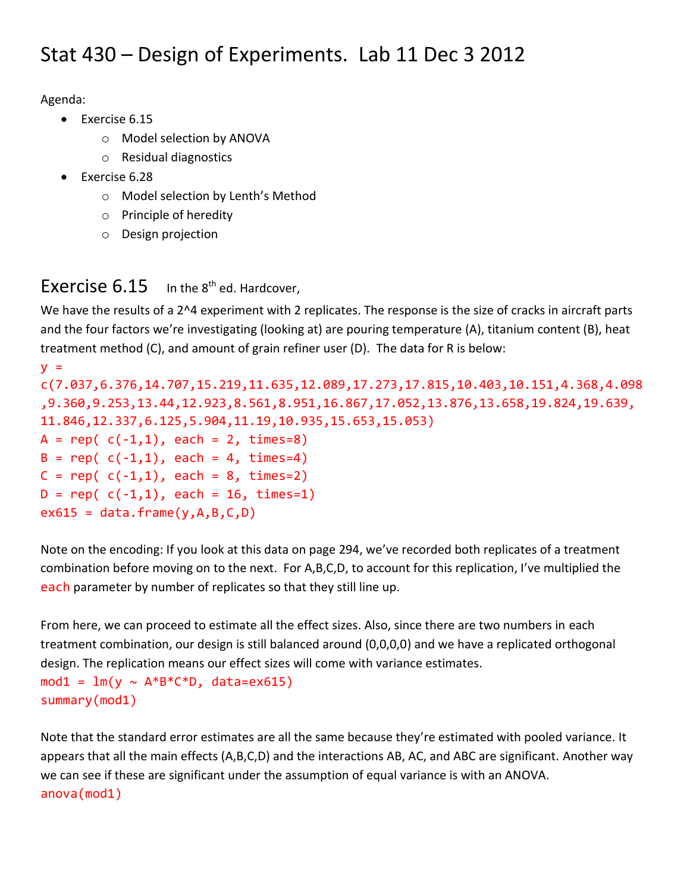# Stat 430 – Design of Experiments. Lab 11 Dec 3 2012

Agenda:

- Exercise 6.15
  - Model selection by ANOVA
  - Residual diagnostics
- Exercise 6.28
  - Model selection by Lenth's Method
  - Principle of heredity
  - Design projection

## Exercise 6.15 In the 8th ed. Hardcover,

We have the results of a 2^4 experiment with 2 replicates. The response is the size of cracks in aircraft parts and the four factors we're investigating (looking at) are pouring temperature (A), titanium content (B), heat treatment method (C), and amount of grain refiner user (D). The data for R is below:

```
y =
c(7.037,6.376,14.707,15.219,11.635,12.089,17.273,17.815,10.403,10.151,4.368,4.098
,9.360,9.253,13.44,12.923,8.561,8.951,16.867,17.052,13.876,13.658,19.824,19.639,
11.846,12.337,6.125,5.904,11.19,10.935,15.653,15.053)
A = rep( c(-1,1), each = 2, times=8)
B = rep( c(-1,1), each = 4, times=4)
C = rep( c(-1,1), each = 8, times=2)
D = rep( c(-1,1), each = 16, times=1)
ex615 = data.frame(y,A,B,C,D)
```

Note on the encoding: If you look at this data on page 294, we've recorded both replicates of a treatment combination before moving on to the next. For A,B,C,D, to account for this replication, I've multiplied the `each` parameter by number of replicates so that they still line up.

From here, we can proceed to estimate all the effect sizes. Also, since there are two numbers in each treatment combination, our design is still balanced around (0,0,0,0) and we have a replicated orthogonal design. The replication means our effect sizes will come with variance estimates.

```
mod1 = lm(y ~ A*B*C*D, data=ex615)
summary(mod1)
```

Note that the standard error estimates are all the same because they're estimated with pooled variance. It appears that all the main effects (A,B,C,D) and the interactions AB, AC, and ABC are significant. Another way we can see if these are significant under the assumption of equal variance is with an ANOVA.

```
anova(mod1)
```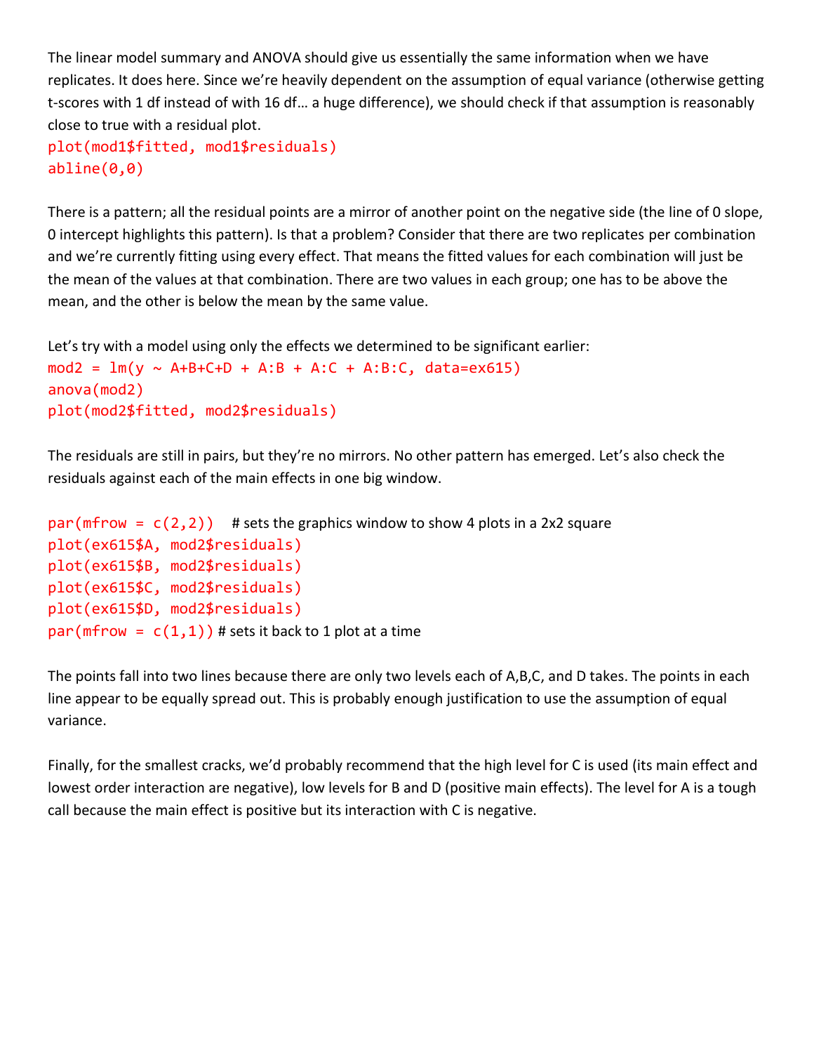The linear model summary and ANOVA should give us essentially the same information when we have replicates. It does here. Since we're heavily dependent on the assumption of equal variance (otherwise getting t-scores with 1 df instead of with 16 df… a huge difference), we should check if that assumption is reasonably close to true with a residual plot.

```
plot(mod1$fitted, mod1$residuals)
abline(0,0)
```

There is a pattern; all the residual points are a mirror of another point on the negative side (the line of 0 slope, 0 intercept highlights this pattern). Is that a problem? Consider that there are two replicates per combination and we're currently fitting using every effect. That means the fitted values for each combination will just be the mean of the values at that combination. There are two values in each group; one has to be above the mean, and the other is below the mean by the same value.

Let's try with a model using only the effects we determined to be significant earlier:

```
mod2 = lm(y ~ A+B+C+D + A:B + A:C + A:B:C, data=ex615)
anova(mod2)
plot(mod2$fitted, mod2$residuals)
```

The residuals are still in pairs, but they're no mirrors. No other pattern has emerged. Let's also check the residuals against each of the main effects in one big window.

```
par(mfrow = c(2,2))   # sets the graphics window to show 4 plots in a 2x2 square
plot(ex615$A, mod2$residuals)
plot(ex615$B, mod2$residuals)
plot(ex615$C, mod2$residuals)
plot(ex615$D, mod2$residuals)
par(mfrow = c(1,1)) # sets it back to 1 plot at a time
```

The points fall into two lines because there are only two levels each of A,B,C, and D takes. The points in each line appear to be equally spread out. This is probably enough justification to use the assumption of equal variance.

Finally, for the smallest cracks, we'd probably recommend that the high level for C is used (its main effect and lowest order interaction are negative), low levels for B and D (positive main effects). The level for A is a tough call because the main effect is positive but its interaction with C is negative.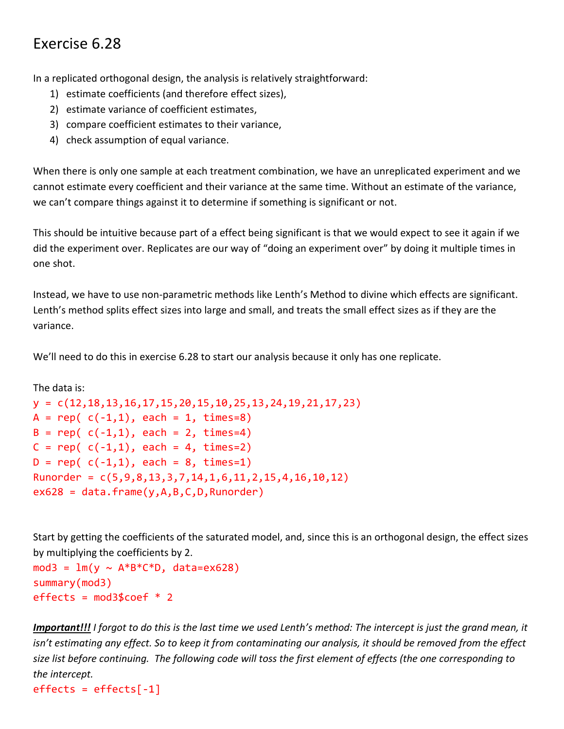# Exercise 6.28

In a replicated orthogonal design, the analysis is relatively straightforward:

1) estimate coefficients (and therefore effect sizes),
2) estimate variance of coefficient estimates,
3) compare coefficient estimates to their variance,
4) check assumption of equal variance.

When there is only one sample at each treatment combination, we have an unreplicated experiment and we cannot estimate every coefficient and their variance at the same time. Without an estimate of the variance, we can't compare things against it to determine if something is significant or not.

This should be intuitive because part of a effect being significant is that we would expect to see it again if we did the experiment over. Replicates are our way of "doing an experiment over" by doing it multiple times in one shot.

Instead, we have to use non-parametric methods like Lenth's Method to divine which effects are significant. Lenth's method splits effect sizes into large and small, and treats the small effect sizes as if they are the variance.

We'll need to do this in exercise 6.28 to start our analysis because it only has one replicate.

The data is:

```
y = c(12,18,13,16,17,15,20,15,10,25,13,24,19,21,17,23)
A = rep( c(-1,1), each = 1, times=8)
B = rep( c(-1,1), each = 2, times=4)
C = rep( c(-1,1), each = 4, times=2)
D = rep( c(-1,1), each = 8, times=1)
Runorder = c(5,9,8,13,3,7,14,1,6,11,2,15,4,16,10,12)
ex628 = data.frame(y,A,B,C,D,Runorder)
```

Start by getting the coefficients of the saturated model, and, since this is an orthogonal design, the effect sizes by multiplying the coefficients by 2.

```
mod3 = lm(y ~ A*B*C*D, data=ex628)
summary(mod3)
effects = mod3$coef * 2
```

***Important!!!*** *I forgot to do this is the last time we used Lenth's method: The intercept is just the grand mean, it isn't estimating any effect. So to keep it from contaminating our analysis, it should be removed from the effect size list before continuing. The following code will toss the first element of effects (the one corresponding to the intercept.*

```
effects = effects[-1]
```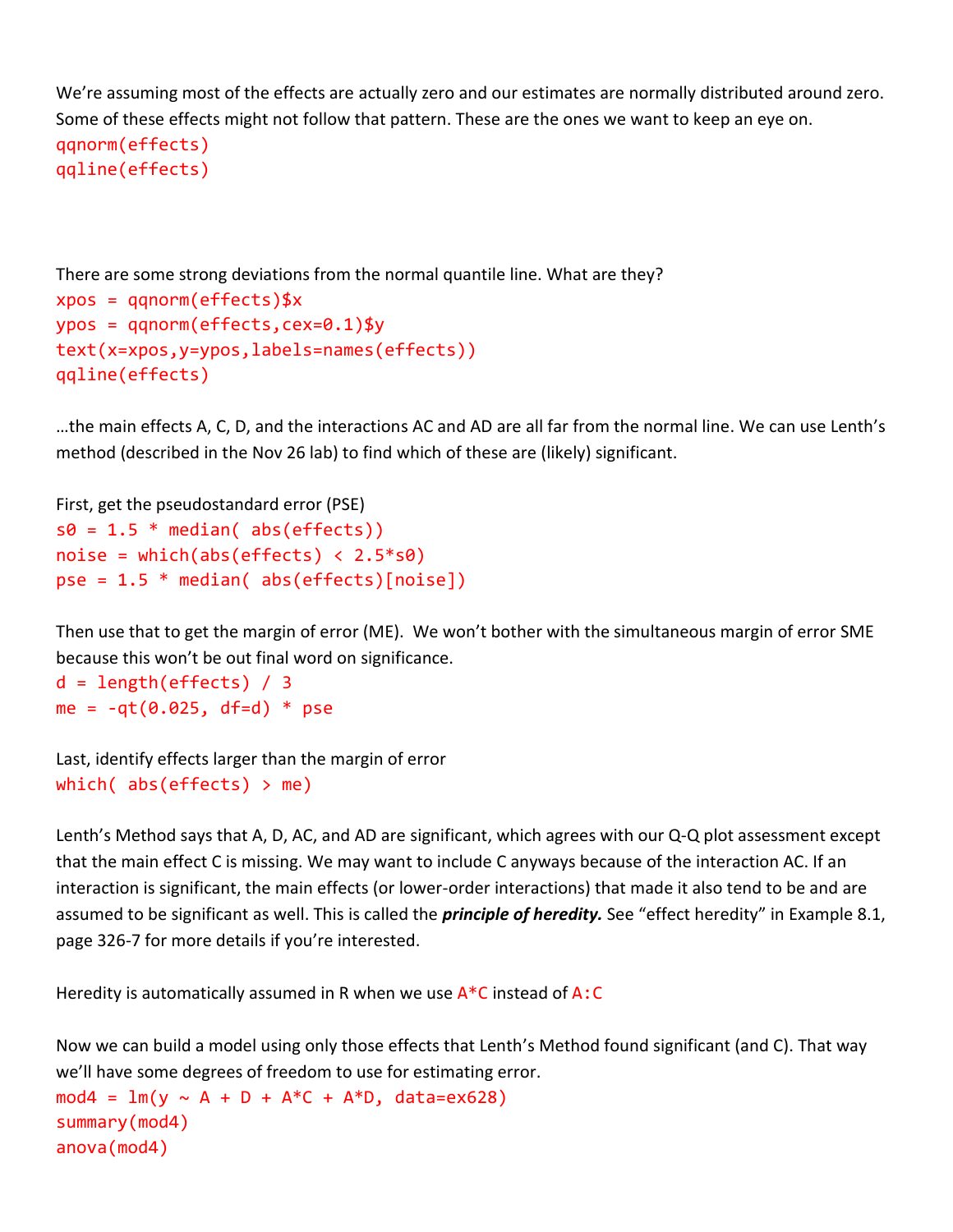We're assuming most of the effects are actually zero and our estimates are normally distributed around zero. Some of these effects might not follow that pattern. These are the ones we want to keep an eye on.

```
qqnorm(effects)
qqline(effects)
```

There are some strong deviations from the normal quantile line. What are they?

```
xpos = qqnorm(effects)$x
ypos = qqnorm(effects,cex=0.1)$y
text(x=xpos,y=ypos,labels=names(effects))
qqline(effects)
```

…the main effects A, C, D, and the interactions AC and AD are all far from the normal line. We can use Lenth's method (described in the Nov 26 lab) to find which of these are (likely) significant.

First, get the pseudostandard error (PSE)

```
s0 = 1.5 * median( abs(effects))
noise = which(abs(effects) < 2.5*s0)
pse = 1.5 * median( abs(effects)[noise])
```

Then use that to get the margin of error (ME). We won't bother with the simultaneous margin of error SME because this won't be out final word on significance.

```
d = length(effects) / 3
me = -qt(0.025, df=d) * pse
```

Last, identify effects larger than the margin of error

```
which( abs(effects) > me)
```

Lenth's Method says that A, D, AC, and AD are significant, which agrees with our Q-Q plot assessment except that the main effect C is missing. We may want to include C anyways because of the interaction AC. If an interaction is significant, the main effects (or lower-order interactions) that made it also tend to be and are assumed to be significant as well. This is called the ***principle of heredity.*** See "effect heredity" in Example 8.1, page 326-7 for more details if you're interested.

Heredity is automatically assumed in R when we use `A*C` instead of `A:C`

Now we can build a model using only those effects that Lenth's Method found significant (and C). That way we'll have some degrees of freedom to use for estimating error.

```
mod4 = lm(y ~ A + D + A*C + A*D, data=ex628)
summary(mod4)
anova(mod4)
```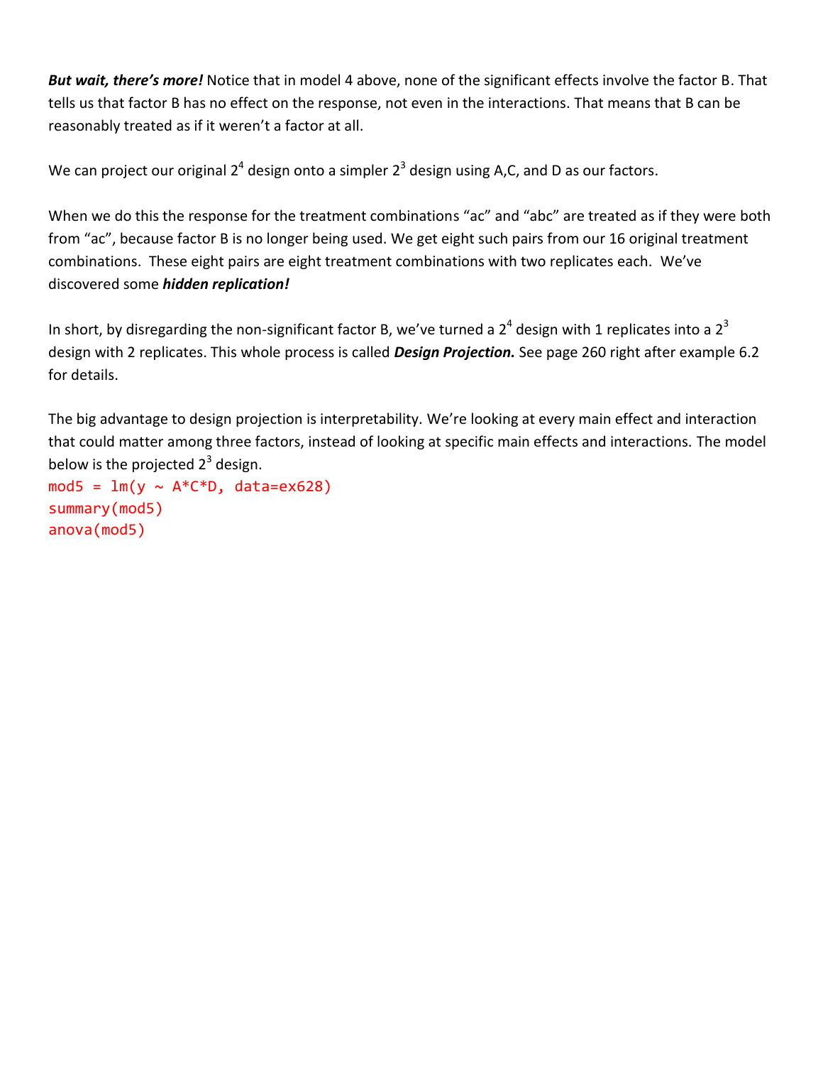***But wait, there's more!*** Notice that in model 4 above, none of the significant effects involve the factor B. That tells us that factor B has no effect on the response, not even in the interactions. That means that B can be reasonably treated as if it weren't a factor at all.

We can project our original $2^4$ design onto a simpler $2^3$ design using A,C, and D as our factors.

When we do this the response for the treatment combinations "ac" and "abc" are treated as if they were both from "ac", because factor B is no longer being used. We get eight such pairs from our 16 original treatment combinations. These eight pairs are eight treatment combinations with two replicates each. We've discovered some ***hidden replication!***

In short, by disregarding the non-significant factor B, we've turned a $2^4$ design with 1 replicates into a $2^3$ design with 2 replicates. This whole process is called ***Design Projection.*** See page 260 right after example 6.2 for details.

The big advantage to design projection is interpretability. We're looking at every main effect and interaction that could matter among three factors, instead of looking at specific main effects and interactions. The model below is the projected $2^3$ design.

```
mod5 = lm(y ~ A*C*D, data=ex628)
summary(mod5)
anova(mod5)
```